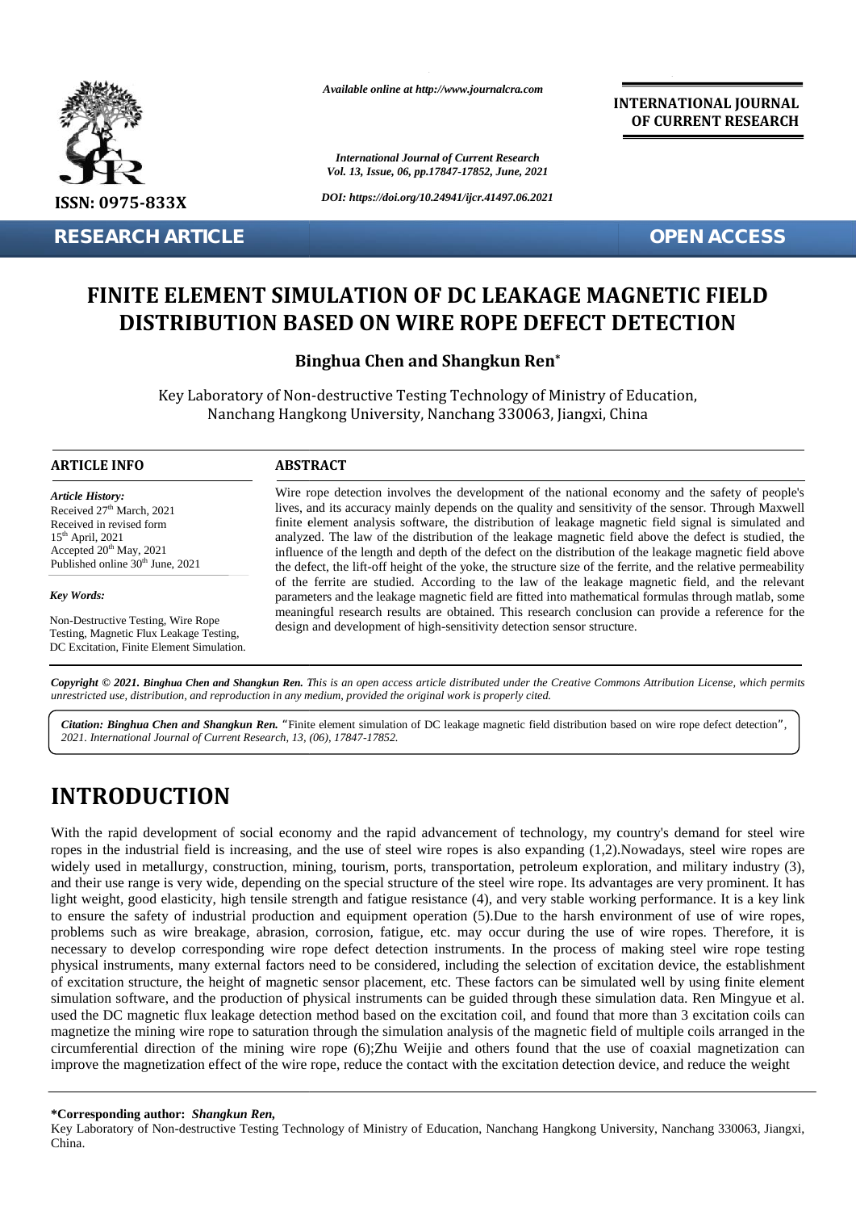*Available online at http://www.journalcra.com*

**INTERNATIONAL JOURNAL OF CURRENT RESEARCH**

ISSN: 0975-833X

**RESEARCH ARTICLE** **OPEN ACCESS**

# FINITE ELEMENT SIMULATION OF DC LEAKAGE MAGNETIC FIELD DISTRIBUTION BASED ON WIRE ROPE DEFECT DETECTION

**Binghua Chen and Shangkun Ren***

Key Laboratory of Non-destructive Testing Technology of Ministry of Education, Nanchang Hangkong University, Nanchang 330063, Jiangxi, China

## ARTICLE INFO

***Article History:***

Received 27th March, 2021
Received in revised form 15th April, 2021
Accepted 20th May, 2021
Published online 30th June, 2021

***Key Words:***

Non-Destructive Testing, Wire Rope Testing, Magnetic Flux Leakage Testing, DC Excitation, Finite Element Simulation.

## ABSTRACT

Wire rope detection involves the development of the national economy and the safety of people's lives, and its accuracy mainly depends on the quality and sensitivity of the sensor. Through Maxwell finite element analysis software, the distribution of leakage magnetic field signal is simulated and analyzed. The law of the distribution of the leakage magnetic field above the defect is studied, the influence of the length and depth of the defect on the distribution of the leakage magnetic field above the defect, the lift-off height of the yoke, the structure size of the ferrite, and the relative permeability of the ferrite are studied. According to the law of the leakage magnetic field, and the relevant parameters and the leakage magnetic field are fitted into mathematical formulas through matlab, some meaningful research results are obtained. This research conclusion can provide a reference for the design and development of high-sensitivity detection sensor structure.

***Copyright © 2021. Binghua Chen and Shangkun Ren.*** *This is an open access article distributed under the Creative Commons Attribution License, which permits unrestricted use, distribution, and reproduction in any medium, provided the original work is properly cited.*

***Citation: Binghua Chen and Shangkun Ren.*** "Finite element simulation of DC leakage magnetic field distribution based on wire rope defect detection", *2021. International Journal of Current Research, 13, (06), 17847-17852.*

# INTRODUCTION

With the rapid development of social economy and the rapid advancement of technology, my country's demand for steel wire ropes in the industrial field is increasing, and the use of steel wire ropes is also expanding (1,2).Nowadays, steel wire ropes are widely used in metallurgy, construction, mining, tourism, ports, transportation, petroleum exploration, and military industry (3), and their use range is very wide, depending on the special structure of the steel wire rope. Its advantages are very prominent. It has light weight, good elasticity, high tensile strength and fatigue resistance (4), and very stable working performance. It is a key link to ensure the safety of industrial production and equipment operation (5).Due to the harsh environment of use of wire ropes, problems such as wire breakage, abrasion, corrosion, fatigue, etc. may occur during the use of wire ropes. Therefore, it is necessary to develop corresponding wire rope defect detection instruments. In the process of making steel wire rope testing physical instruments, many external factors need to be considered, including the selection of excitation device, the establishment of excitation structure, the height of magnetic sensor placement, etc. These factors can be simulated well by using finite element simulation software, and the production of physical instruments can be guided through these simulation data. Ren Mingyue et al. used the DC magnetic flux leakage detection method based on the excitation coil, and found that more than 3 excitation coils can magnetize the mining wire rope to saturation through the simulation analysis of the magnetic field of multiple coils arranged in the circumferential direction of the mining wire rope (6);Zhu Weijie and others found that the use of coaxial magnetization can improve the magnetization effect of the wire rope, reduce the contact with the excitation detection device, and reduce the weight

**\*Corresponding author:** ***Shangkun Ren,***
Key Laboratory of Non-destructive Testing Technology of Ministry of Education, Nanchang Hangkong University, Nanchang 330063, Jiangxi, China.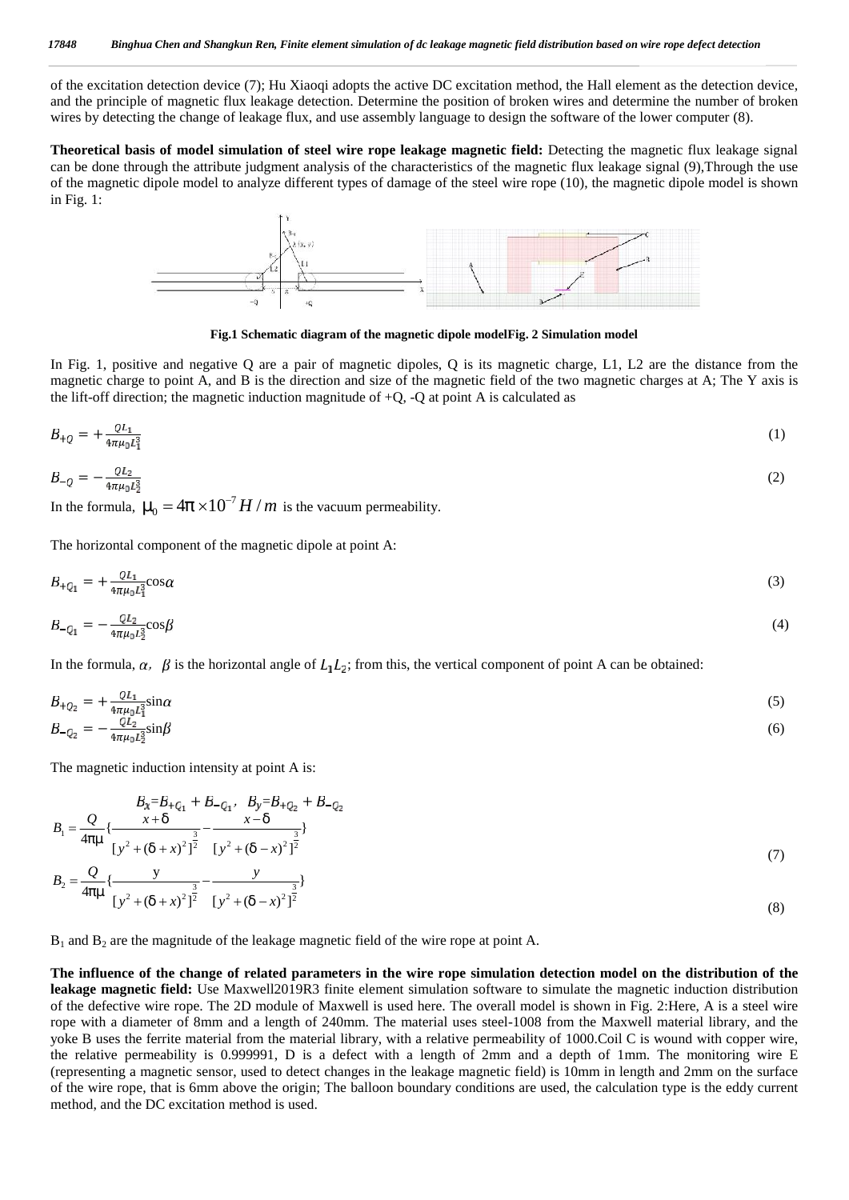of the excitation detection device (7); Hu Xiaoqi adopts the active DC excitation method, the Hall element as the detection device, and the principle of magnetic flux leakage detection. Determine the position of broken wires and determine the number of broken wires by detecting the change of leakage flux, and use assembly language to design the software of the lower computer (8).

**Theoretical basis of model simulation of steel wire rope leakage magnetic field:** Detecting the magnetic flux leakage signal can be done through the attribute judgment analysis of the characteristics of the magnetic flux leakage signal (9),Through the use of the magnetic dipole model to analyze different types of damage of the steel wire rope (10), the magnetic dipole model is shown in Fig. 1:

**Fig.1 Schematic diagram of the magnetic dipole modelFig. 2 Simulation model**

In Fig. 1, positive and negative Q are a pair of magnetic dipoles, Q is its magnetic charge, L1, L2 are the distance from the magnetic charge to point A, and B is the direction and size of the magnetic field of the two magnetic charges at A; The Y axis is the lift-off direction; the magnetic induction magnitude of +Q, -Q at point A is calculated as

$$B_{+Q} = +\frac{QL_1}{4\pi\mu_0 L_1^3} \tag{1}$$

$$B_{-Q} = -\frac{QL_2}{4\pi\mu_0 L_2^3} \tag{2}$$

In the formula, $\mu_0 = 4\pi \times 10^{-7} H/m$ is the vacuum permeability.

The horizontal component of the magnetic dipole at point A:

$$B_{+Q_1} = +\frac{QL_1}{4\pi\mu_0 L_1^3}\cos\alpha \tag{3}$$

$$B_{-Q_1} = -\frac{QL_2}{4\pi\mu_0 L_2^3}\cos\beta \tag{4}$$

In the formula, $\alpha$, $\beta$ is the horizontal angle of $L_1 L_2$; from this, the vertical component of point A can be obtained:

$$B_{+Q_2} = +\frac{QL_1}{4\pi\mu_0 L_1^3}\sin\alpha \tag{5}$$

$$B_{-Q_2} = -\frac{QL_2}{4\pi\mu_0 L_2^3}\sin\beta \tag{6}$$

The magnetic induction intensity at point A is:

$$B_x = B_{+Q_1} + B_{-Q_1}, \quad B_y = B_{+Q_2} + B_{-Q_2}$$

$$B_1 = \frac{Q}{4\pi\mu}\left\{\frac{x+\delta}{[y^2+(\delta+x)^2]^{\frac{3}{2}}} - \frac{x-\delta}{[y^2+(\delta-x)^2]^{\frac{3}{2}}}\right\} \tag{7}$$

$$B_2 = \frac{Q}{4\pi\mu}\left\{\frac{y}{[y^2+(\delta+x)^2]^{\frac{3}{2}}} - \frac{y}{[y^2+(\delta-x)^2]^{\frac{3}{2}}}\right\} \tag{8}$$

$B_1$ and $B_2$ are the magnitude of the leakage magnetic field of the wire rope at point A.

**The influence of the change of related parameters in the wire rope simulation detection model on the distribution of the leakage magnetic field:** Use Maxwell2019R3 finite element simulation software to simulate the magnetic induction distribution of the defective wire rope. The 2D module of Maxwell is used here. The overall model is shown in Fig. 2:Here, A is a steel wire rope with a diameter of 8mm and a length of 240mm. The material uses steel-1008 from the Maxwell material library, and the yoke B uses the ferrite material from the material library, with a relative permeability of 1000.Coil C is wound with copper wire, the relative permeability is 0.999991, D is a defect with a length of 2mm and a depth of 1mm. The monitoring wire E (representing a magnetic sensor, used to detect changes in the leakage magnetic field) is 10mm in length and 2mm on the surface of the wire rope, that is 6mm above the origin; The balloon boundary conditions are used, the calculation type is the eddy current method, and the DC excitation method is used.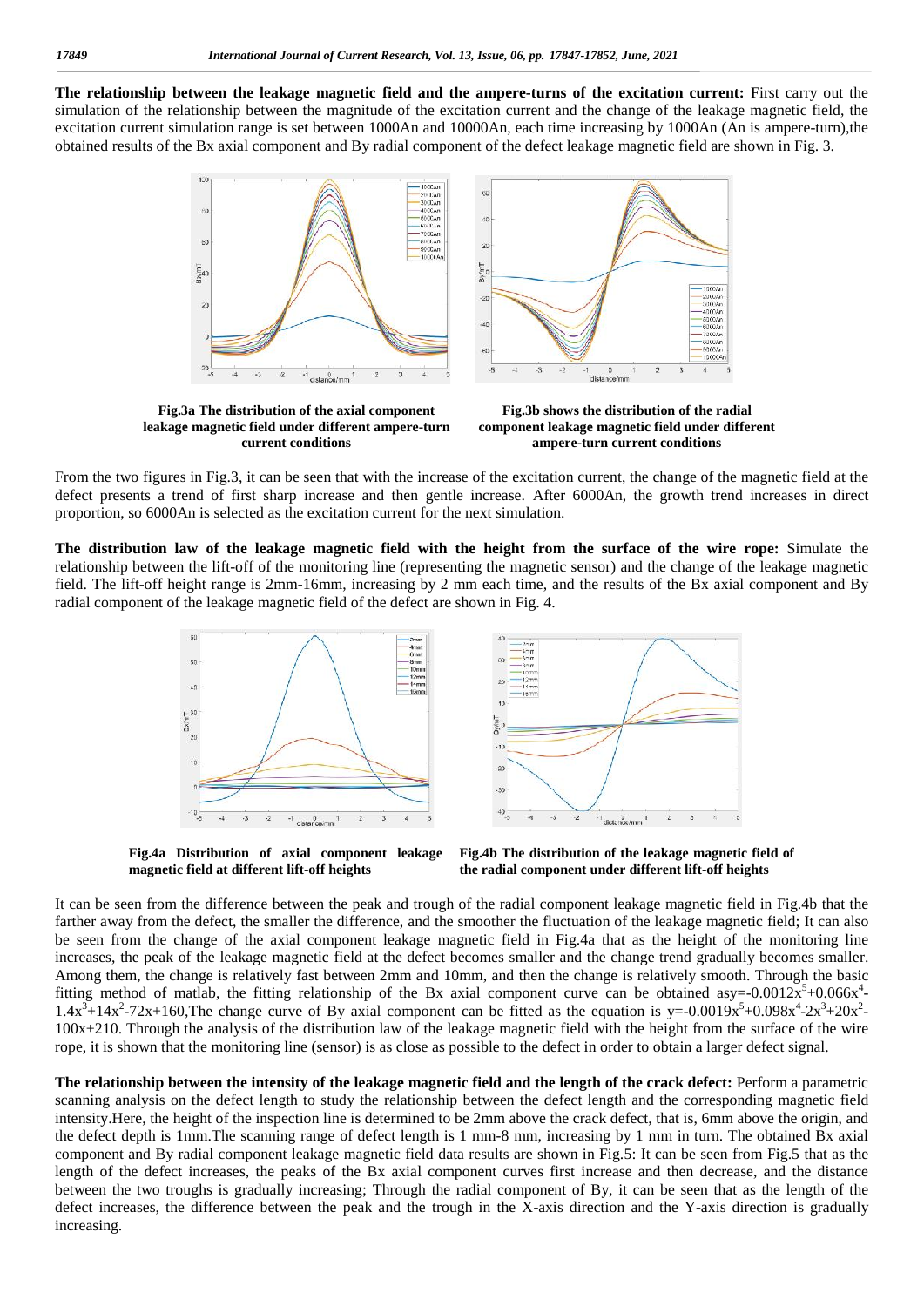**The relationship between the leakage magnetic field and the ampere-turns of the excitation current:** First carry out the simulation of the relationship between the magnitude of the excitation current and the change of the leakage magnetic field, the excitation current simulation range is set between 1000An and 10000An, each time increasing by 1000An (An is ampere-turn),the obtained results of the Bx axial component and By radial component of the defect leakage magnetic field are shown in Fig. 3.

**Fig.3a The distribution of the axial component leakage magnetic field under different ampere-turn current conditions**

**Fig.3b shows the distribution of the radial component leakage magnetic field under different ampere-turn current conditions**

From the two figures in Fig.3, it can be seen that with the increase of the excitation current, the change of the magnetic field at the defect presents a trend of first sharp increase and then gentle increase. After 6000An, the growth trend increases in direct proportion, so 6000An is selected as the excitation current for the next simulation.

**The distribution law of the leakage magnetic field with the height from the surface of the wire rope:** Simulate the relationship between the lift-off of the monitoring line (representing the magnetic sensor) and the change of the leakage magnetic field. The lift-off height range is 2mm-16mm, increasing by 2 mm each time, and the results of the Bx axial component and By radial component of the leakage magnetic field of the defect are shown in Fig. 4.

**Fig.4a Distribution of axial component leakage magnetic field at different lift-off heights**

**Fig.4b The distribution of the leakage magnetic field of the radial component under different lift-off heights**

It can be seen from the difference between the peak and trough of the radial component leakage magnetic field in Fig.4b that the farther away from the defect, the smaller the difference, and the smoother the fluctuation of the leakage magnetic field; It can also be seen from the change of the axial component leakage magnetic field in Fig.4a that as the height of the monitoring line increases, the peak of the leakage magnetic field at the defect becomes smaller and the change trend gradually becomes smaller. Among them, the change is relatively fast between 2mm and 10mm, and then the change is relatively smooth. Through the basic fitting method of matlab, the fitting relationship of the Bx axial component curve can be obtained as$y=-0.0012x^5+0.066x^4-1.4x^3+14x^2-72x+160$,The change curve of By axial component can be fitted as the equation is $y=-0.0019x^5+0.098x^4-2x^3+20x^2-100x+210$. Through the analysis of the distribution law of the leakage magnetic field with the height from the surface of the wire rope, it is shown that the monitoring line (sensor) is as close as possible to the defect in order to obtain a larger defect signal.

**The relationship between the intensity of the leakage magnetic field and the length of the crack defect:** Perform a parametric scanning analysis on the defect length to study the relationship between the defect length and the corresponding magnetic field intensity.Here, the height of the inspection line is determined to be 2mm above the crack defect, that is, 6mm above the origin, and the defect depth is 1mm.The scanning range of defect length is 1 mm-8 mm, increasing by 1 mm in turn. The obtained Bx axial component and By radial component leakage magnetic field data results are shown in Fig.5: It can be seen from Fig.5 that as the length of the defect increases, the peaks of the Bx axial component curves first increase and then decrease, and the distance between the two troughs is gradually increasing; Through the radial component of By, it can be seen that as the length of the defect increases, the difference between the peak and the trough in the X-axis direction and the Y-axis direction is gradually increasing.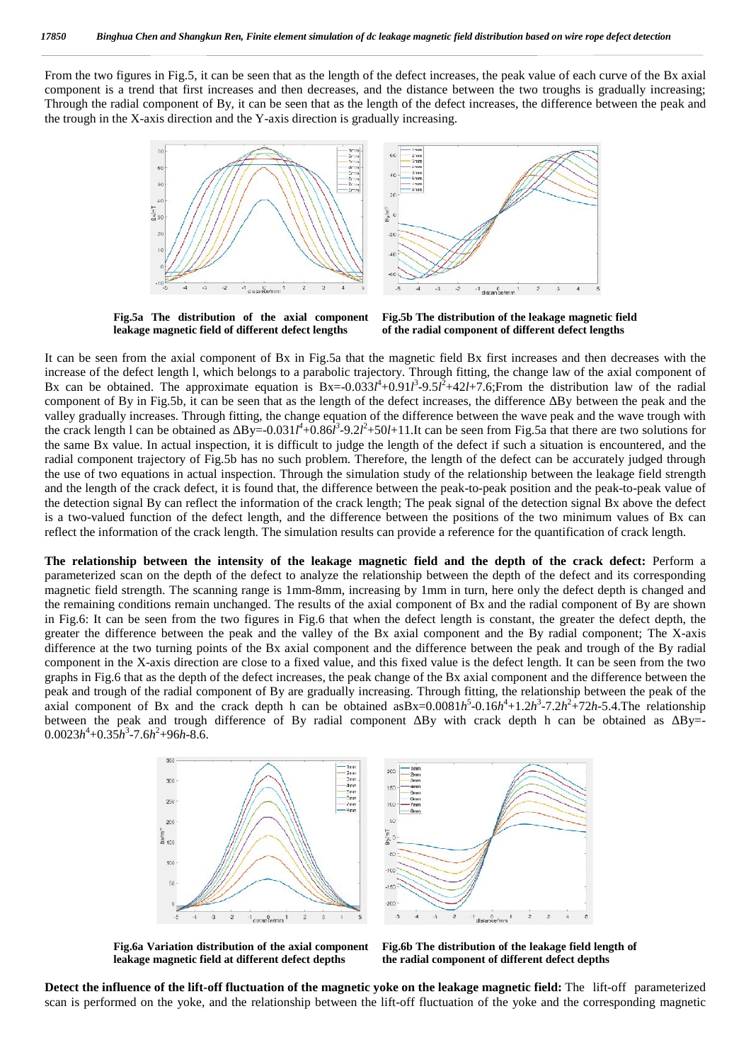From the two figures in Fig.5, it can be seen that as the length of the defect increases, the peak value of each curve of the Bx axial component is a trend that first increases and then decreases, and the distance between the two troughs is gradually increasing; Through the radial component of By, it can be seen that as the length of the defect increases, the difference between the peak and the trough in the X-axis direction and the Y-axis direction is gradually increasing.

**Fig.5a The distribution of the axial component leakage magnetic field of different defect lengths**

**Fig.5b The distribution of the leakage magnetic field of the radial component of different defect lengths**

It can be seen from the axial component of Bx in Fig.5a that the magnetic field Bx first increases and then decreases with the increase of the defect length l, which belongs to a parabolic trajectory. Through fitting, the change law of the axial component of Bx can be obtained. The approximate equation is $Bx=-0.033l^4+0.91l^3-9.5l^2+42l+7.6$;From the distribution law of the radial component of By in Fig.5b, it can be seen that as the length of the defect increases, the difference ΔBy between the peak and the valley gradually increases. Through fitting, the change equation of the difference between the wave peak and the wave trough with the crack length l can be obtained as $\Delta By=-0.031l^4+0.86l^3-9.2l^2+50l+11$.It can be seen from Fig.5a that there are two solutions for the same Bx value. In actual inspection, it is difficult to judge the length of the defect if such a situation is encountered, and the radial component trajectory of Fig.5b has no such problem. Therefore, the length of the defect can be accurately judged through the use of two equations in actual inspection. Through the simulation study of the relationship between the leakage field strength and the length of the crack defect, it is found that, the difference between the peak-to-peak position and the peak-to-peak value of the detection signal By can reflect the information of the crack length; The peak signal of the detection signal Bx above the defect is a two-valued function of the defect length, and the difference between the positions of the two minimum values of Bx can reflect the information of the crack length. The simulation results can provide a reference for the quantification of crack length.

**The relationship between the intensity of the leakage magnetic field and the depth of the crack defect:** Perform a parameterized scan on the depth of the defect to analyze the relationship between the depth of the defect and its corresponding magnetic field strength. The scanning range is 1mm-8mm, increasing by 1mm in turn, here only the defect depth is changed and the remaining conditions remain unchanged. The results of the axial component of Bx and the radial component of By are shown in Fig.6: It can be seen from the two figures in Fig.6 that when the defect length is constant, the greater the defect depth, the greater the difference between the peak and the valley of the Bx axial component and the By radial component; The X-axis difference at the two turning points of the Bx axial component and the difference between the peak and trough of the By radial component in the X-axis direction are close to a fixed value, and this fixed value is the defect length. It can be seen from the two graphs in Fig.6 that as the depth of the defect increases, the peak change of the Bx axial component and the difference between the peak and trough of the radial component of By are gradually increasing. Through fitting, the relationship between the peak of the axial component of Bx and the crack depth h can be obtained as $Bx=0.0081h^5-0.16h^4+1.2h^3-7.2h^2+72h-5.4$.The relationship between the peak and trough difference of By radial component ΔBy with crack depth h can be obtained as $\Delta By=-0.0023h^4+0.35h^3-7.6h^2+96h-8.6$.

**Fig.6a Variation distribution of the axial component leakage magnetic field at different defect depths**

**Fig.6b The distribution of the leakage field length of the radial component of different defect depths**

**Detect the influence of the lift-off fluctuation of the magnetic yoke on the leakage magnetic field:** The lift-off parameterized scan is performed on the yoke, and the relationship between the lift-off fluctuation of the yoke and the corresponding magnetic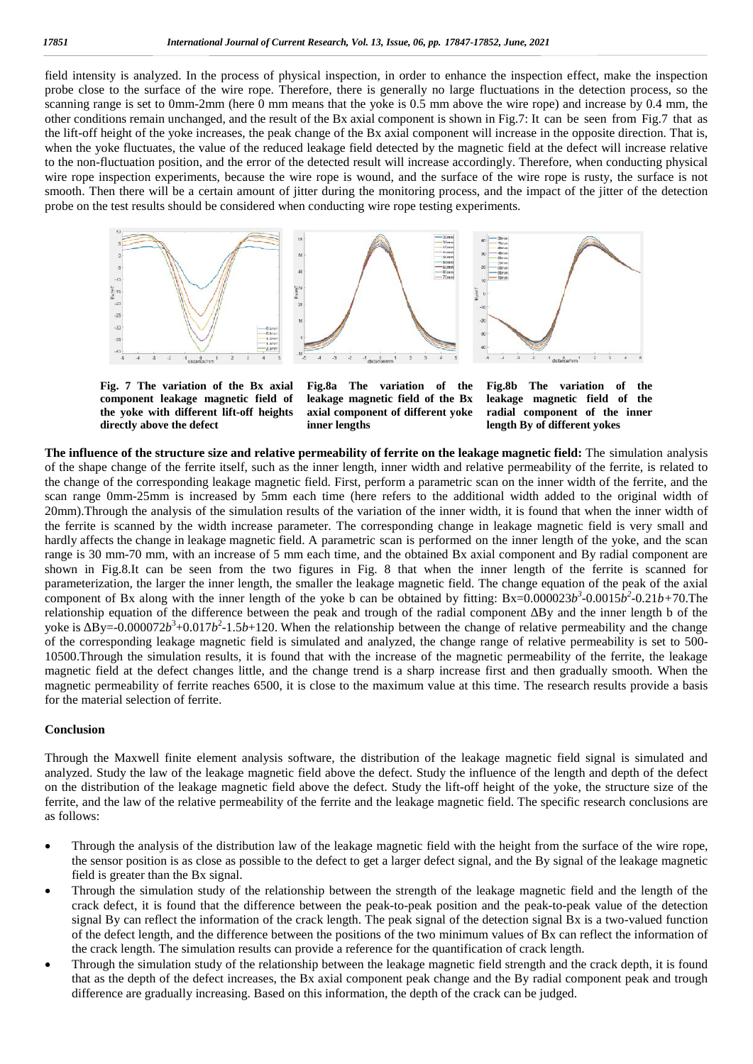field intensity is analyzed. In the process of physical inspection, in order to enhance the inspection effect, make the inspection probe close to the surface of the wire rope. Therefore, there is generally no large fluctuations in the detection process, so the scanning range is set to 0mm-2mm (here 0 mm means that the yoke is 0.5 mm above the wire rope) and increase by 0.4 mm, the other conditions remain unchanged, and the result of the Bx axial component is shown in Fig.7: It can be seen from Fig.7 that as the lift-off height of the yoke increases, the peak change of the Bx axial component will increase in the opposite direction. That is, when the yoke fluctuates, the value of the reduced leakage field detected by the magnetic field at the defect will increase relative to the non-fluctuation position, and the error of the detected result will increase accordingly. Therefore, when conducting physical wire rope inspection experiments, because the wire rope is wound, and the surface of the wire rope is rusty, the surface is not smooth. Then there will be a certain amount of jitter during the monitoring process, and the impact of the jitter of the detection probe on the test results should be considered when conducting wire rope testing experiments.

**Fig. 7 The variation of the Bx axial component leakage magnetic field of the yoke with different lift-off heights directly above the defect**

**Fig.8a The variation of the leakage magnetic field of the Bx axial component of different yoke inner lengths**

**Fig.8b The variation of the leakage magnetic field of the radial component of the inner length By of different yokes**

**The influence of the structure size and relative permeability of ferrite on the leakage magnetic field:** The simulation analysis of the shape change of the ferrite itself, such as the inner length, inner width and relative permeability of the ferrite, is related to the change of the corresponding leakage magnetic field. First, perform a parametric scan on the inner width of the ferrite, and the scan range 0mm-25mm is increased by 5mm each time (here refers to the additional width added to the original width of 20mm).Through the analysis of the simulation results of the variation of the inner width, it is found that when the inner width of the ferrite is scanned by the width increase parameter. The corresponding change in leakage magnetic field is very small and hardly affects the change in leakage magnetic field. A parametric scan is performed on the inner length of the yoke, and the scan range is 30 mm-70 mm, with an increase of 5 mm each time, and the obtained Bx axial component and By radial component are shown in Fig.8.It can be seen from the two figures in Fig. 8 that when the inner length of the ferrite is scanned for parameterization, the larger the inner length, the smaller the leakage magnetic field. The change equation of the peak of the axial component of Bx along with the inner length of the yoke b can be obtained by fitting: $Bx=0.000023b^3-0.0015b^2-0.21b+70$.The relationship equation of the difference between the peak and trough of the radial component ΔBy and the inner length b of the yoke is $\Delta By=-0.000072b^3+0.017b^2-1.5b+120$. When the relationship between the change of relative permeability and the change of the corresponding leakage magnetic field is simulated and analyzed, the change range of relative permeability is set to 500-10500.Through the simulation results, it is found that with the increase of the magnetic permeability of the ferrite, the leakage magnetic field at the defect changes little, and the change trend is a sharp increase first and then gradually smooth. When the magnetic permeability of ferrite reaches 6500, it is close to the maximum value at this time. The research results provide a basis for the material selection of ferrite.

## Conclusion

Through the Maxwell finite element analysis software, the distribution of the leakage magnetic field signal is simulated and analyzed. Study the law of the leakage magnetic field above the defect. Study the influence of the length and depth of the defect on the distribution of the leakage magnetic field above the defect. Study the lift-off height of the yoke, the structure size of the ferrite, and the law of the relative permeability of the ferrite and the leakage magnetic field. The specific research conclusions are as follows:

- Through the analysis of the distribution law of the leakage magnetic field with the height from the surface of the wire rope, the sensor position is as close as possible to the defect to get a larger defect signal, and the By signal of the leakage magnetic field is greater than the Bx signal.
- Through the simulation study of the relationship between the strength of the leakage magnetic field and the length of the crack defect, it is found that the difference between the peak-to-peak position and the peak-to-peak value of the detection signal By can reflect the information of the crack length. The peak signal of the detection signal Bx is a two-valued function of the defect length, and the difference between the positions of the two minimum values of Bx can reflect the information of the crack length. The simulation results can provide a reference for the quantification of crack length.
- Through the simulation study of the relationship between the leakage magnetic field strength and the crack depth, it is found that as the depth of the defect increases, the Bx axial component peak change and the By radial component peak and trough difference are gradually increasing. Based on this information, the depth of the crack can be judged.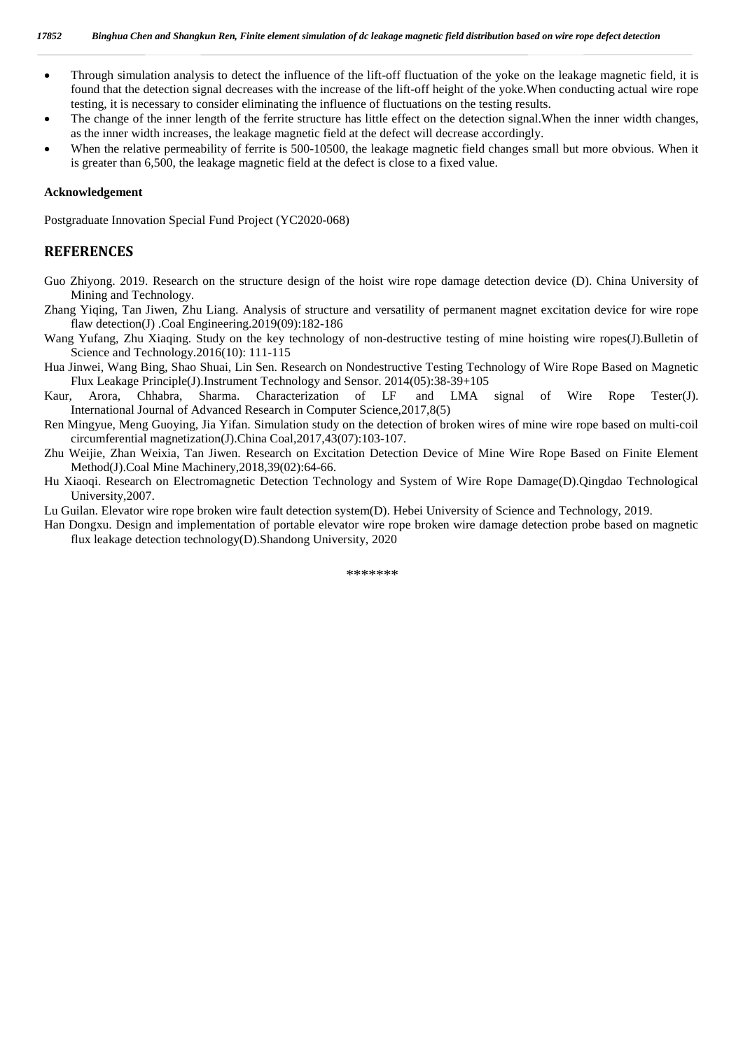- Through simulation analysis to detect the influence of the lift-off fluctuation of the yoke on the leakage magnetic field, it is found that the detection signal decreases with the increase of the lift-off height of the yoke.When conducting actual wire rope testing, it is necessary to consider eliminating the influence of fluctuations on the testing results.
- The change of the inner length of the ferrite structure has little effect on the detection signal.When the inner width changes, as the inner width increases, the leakage magnetic field at the defect will decrease accordingly.
- When the relative permeability of ferrite is 500-10500, the leakage magnetic field changes small but more obvious. When it is greater than 6,500, the leakage magnetic field at the defect is close to a fixed value.

### Acknowledgement

Postgraduate Innovation Special Fund Project (YC2020-068)

## REFERENCES

Guo Zhiyong. 2019. Research on the structure design of the hoist wire rope damage detection device (D). China University of Mining and Technology.

Zhang Yiqing, Tan Jiwen, Zhu Liang. Analysis of structure and versatility of permanent magnet excitation device for wire rope flaw detection(J) .Coal Engineering.2019(09):182-186

Wang Yufang, Zhu Xiaqing. Study on the key technology of non-destructive testing of mine hoisting wire ropes(J).Bulletin of Science and Technology.2016(10): 111-115

Hua Jinwei, Wang Bing, Shao Shuai, Lin Sen. Research on Nondestructive Testing Technology of Wire Rope Based on Magnetic Flux Leakage Principle(J).Instrument Technology and Sensor. 2014(05):38-39+105

Kaur, Arora, Chhabra, Sharma. Characterization of LF and LMA signal of Wire Rope Tester(J). International Journal of Advanced Research in Computer Science,2017,8(5)

Ren Mingyue, Meng Guoying, Jia Yifan. Simulation study on the detection of broken wires of mine wire rope based on multi-coil circumferential magnetization(J).China Coal,2017,43(07):103-107.

Zhu Weijie, Zhan Weixia, Tan Jiwen. Research on Excitation Detection Device of Mine Wire Rope Based on Finite Element Method(J).Coal Mine Machinery,2018,39(02):64-66.

Hu Xiaoqi. Research on Electromagnetic Detection Technology and System of Wire Rope Damage(D).Qingdao Technological University,2007.

Lu Guilan. Elevator wire rope broken wire fault detection system(D). Hebei University of Science and Technology, 2019.

Han Dongxu. Design and implementation of portable elevator wire rope broken wire damage detection probe based on magnetic flux leakage detection technology(D).Shandong University, 2020

*******